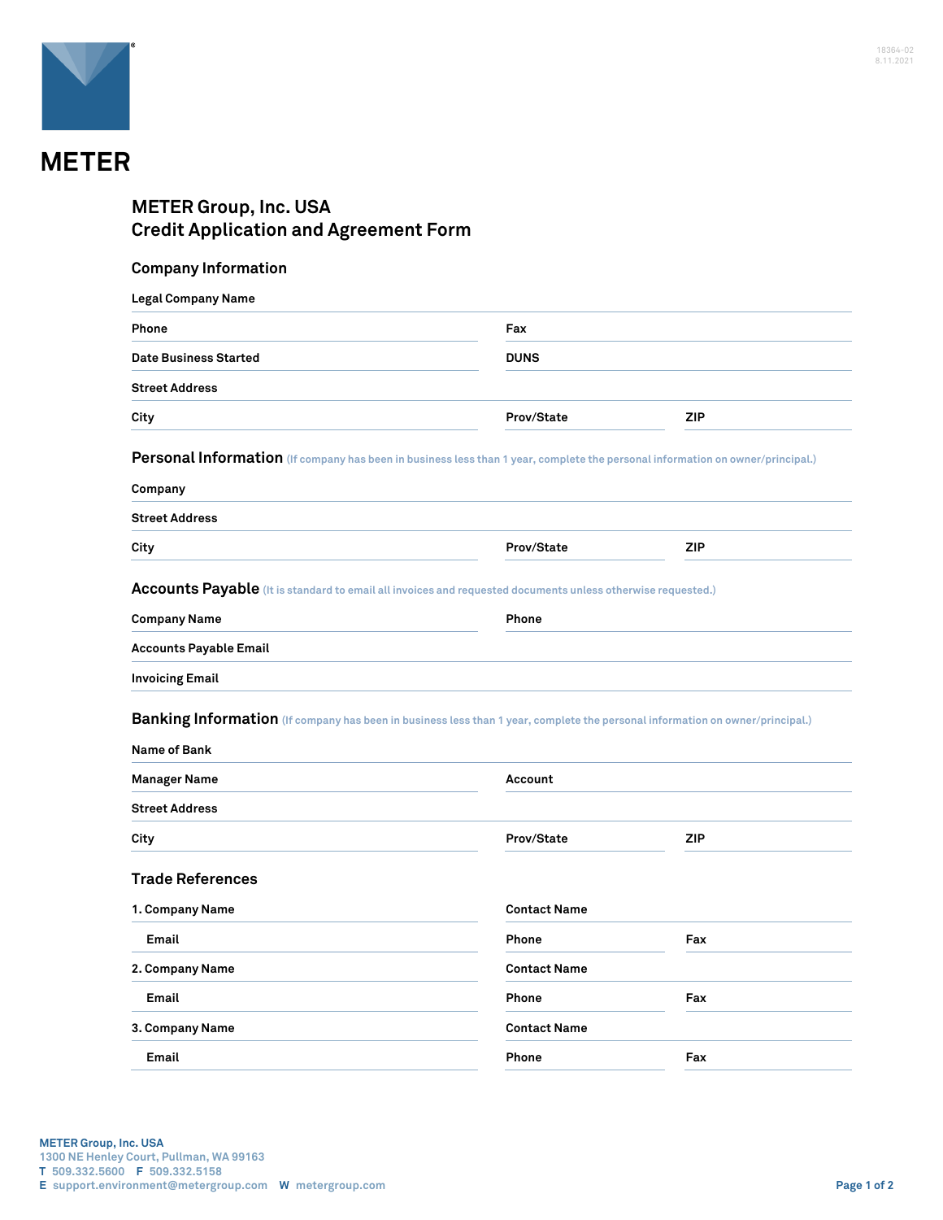# METER

## METER Group, Inc. USA
## Credit Application and Agreement Form

### Company Information

Legal Company Name

Phone | Fax

Date Business Started | DUNS

Street Address

City | Prov/State | ZIP

### Personal Information (If company has been in business less than 1 year, complete the personal information on owner/principal.)

Company

Street Address

City | Prov/State | ZIP

### Accounts Payable (It is standard to email all invoices and requested documents unless otherwise requested.)

Company Name | Phone

Accounts Payable Email

Invoicing Email

### Banking Information (If company has been in business less than 1 year, complete the personal information on owner/principal.)

Name of Bank

Manager Name | Account

Street Address

City | Prov/State | ZIP

### Trade References

1. Company Name | Contact Name

   Email | Phone | Fax

2. Company Name | Contact Name

   Email | Phone | Fax

3. Company Name | Contact Name

   Email | Phone | Fax

METER Group, Inc. USA
1300 NE Henley Court, Pullman, WA 99163
T 509.332.5600 F 509.332.5158
E support.environment@metergroup.com W metergroup.com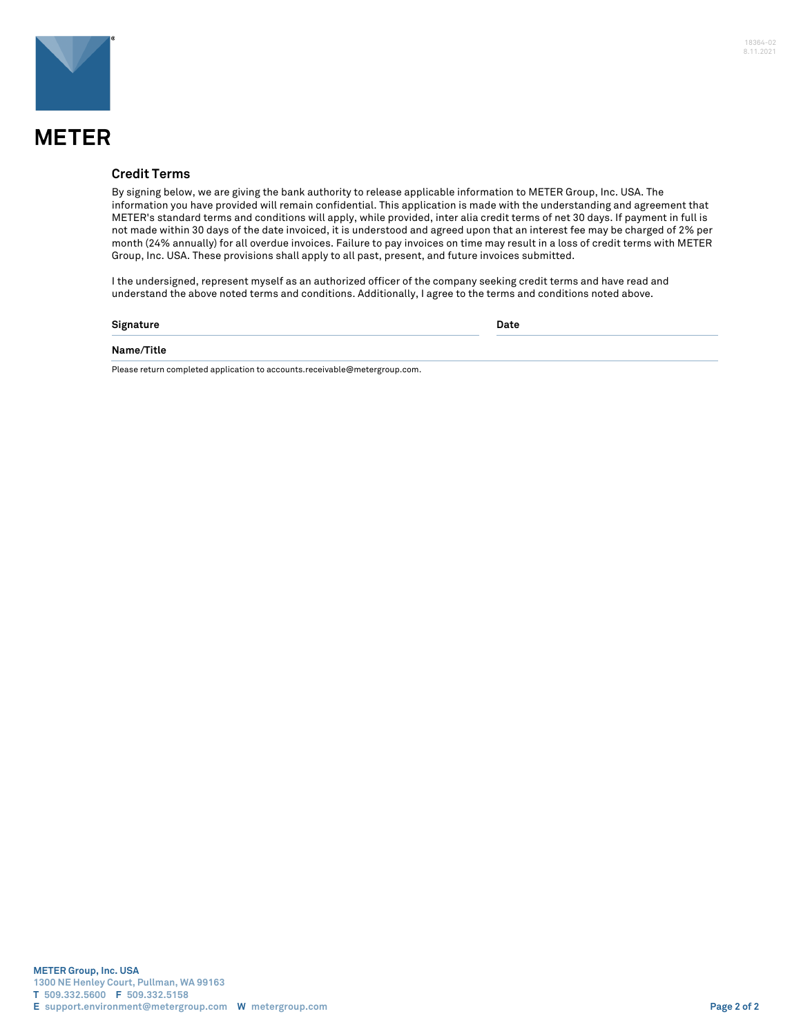# METER

18364-02
8.11.2021

## Credit Terms

By signing below, we are giving the bank authority to release applicable information to METER Group, Inc. USA. The information you have provided will remain confidential. This application is made with the understanding and agreement that METER's standard terms and conditions will apply, while provided, inter alia credit terms of net 30 days. If payment in full is not made within 30 days of the date invoiced, it is understood and agreed upon that an interest fee may be charged of 2% per month (24% annually) for all overdue invoices. Failure to pay invoices on time may result in a loss of credit terms with METER Group, Inc. USA. These provisions shall apply to all past, present, and future invoices submitted.

I the undersigned, represent myself as an authorized officer of the company seeking credit terms and have read and understand the above noted terms and conditions. Additionally, I agree to the terms and conditions noted above.

**Signature** \_\_\_\_\_\_\_\_\_\_\_\_\_\_\_\_\_\_\_\_ **Date** \_\_\_\_\_\_\_\_\_\_

**Name/Title** \_\_\_\_\_\_\_\_\_\_\_\_\_\_\_\_\_\_\_\_

Please return completed application to accounts.receivable@metergroup.com.

**METER Group, Inc. USA**
1300 NE Henley Court, Pullman, WA 99163
**T** 509.332.5600 **F** 509.332.5158
**E** support.environment@metergroup.com **W** metergroup.com